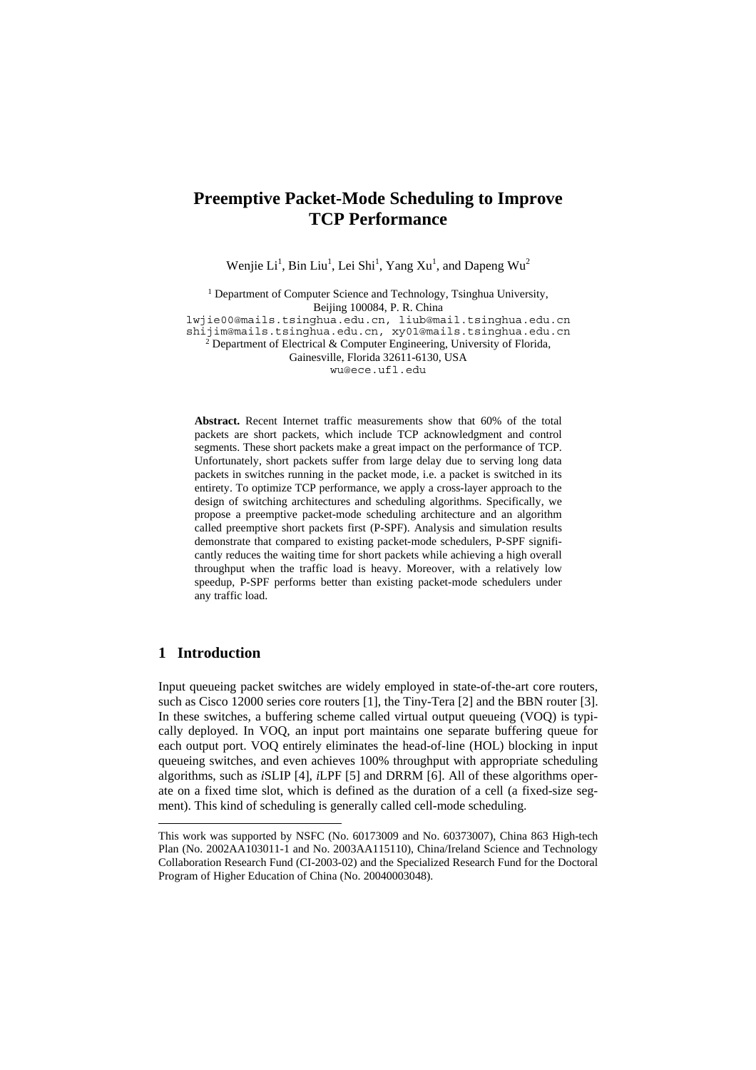# Preemptive Packet-Mode Scheduling to Improve TCP Performance

Wenjie Li[1], Bin Liu[1], Lei Shi[1], Yang Xu[1], and Dapeng Wu[2]

[1] Department of Computer Science and Technology, Tsinghua University, Beijing 100084, P. R. China
lwjie00@mails.tsinghua.edu.cn, liub@mail.tsinghua.edu.cn
shijim@mails.tsinghua.edu.cn, xy01@mails.tsinghua.edu.cn
[2] Department of Electrical & Computer Engineering, University of Florida, Gainesville, Florida 32611-6130, USA
wu@ece.ufl.edu

**Abstract.** Recent Internet traffic measurements show that 60% of the total packets are short packets, which include TCP acknowledgment and control segments. These short packets make a great impact on the performance of TCP. Unfortunately, short packets suffer from large delay due to serving long data packets in switches running in the packet mode, i.e. a packet is switched in its entirety. To optimize TCP performance, we apply a cross-layer approach to the design of switching architectures and scheduling algorithms. Specifically, we propose a preemptive packet-mode scheduling architecture and an algorithm called preemptive short packets first (P-SPF). Analysis and simulation results demonstrate that compared to existing packet-mode schedulers, P-SPF significantly reduces the waiting time for short packets while achieving a high overall throughput when the traffic load is heavy. Moreover, with a relatively low speedup, P-SPF performs better than existing packet-mode schedulers under any traffic load.

## 1 Introduction

Input queueing packet switches are widely employed in state-of-the-art core routers, such as Cisco 12000 series core routers [1], the Tiny-Tera [2] and the BBN router [3]. In these switches, a buffering scheme called virtual output queueing (VOQ) is typically deployed. In VOQ, an input port maintains one separate buffering queue for each output port. VOQ entirely eliminates the head-of-line (HOL) blocking in input queueing switches, and even achieves 100% throughput with appropriate scheduling algorithms, such as *i*SLIP [4], *i*LPF [5] and DRRM [6]. All of these algorithms operate on a fixed time slot, which is defined as the duration of a cell (a fixed-size segment). This kind of scheduling is generally called cell-mode scheduling.

This work was supported by NSFC (No. 60173009 and No. 60373007), China 863 High-tech Plan (No. 2002AA103011-1 and No. 2003AA115110), China/Ireland Science and Technology Collaboration Research Fund (CI-2003-02) and the Specialized Research Fund for the Doctoral Program of Higher Education of China (No. 20040003048).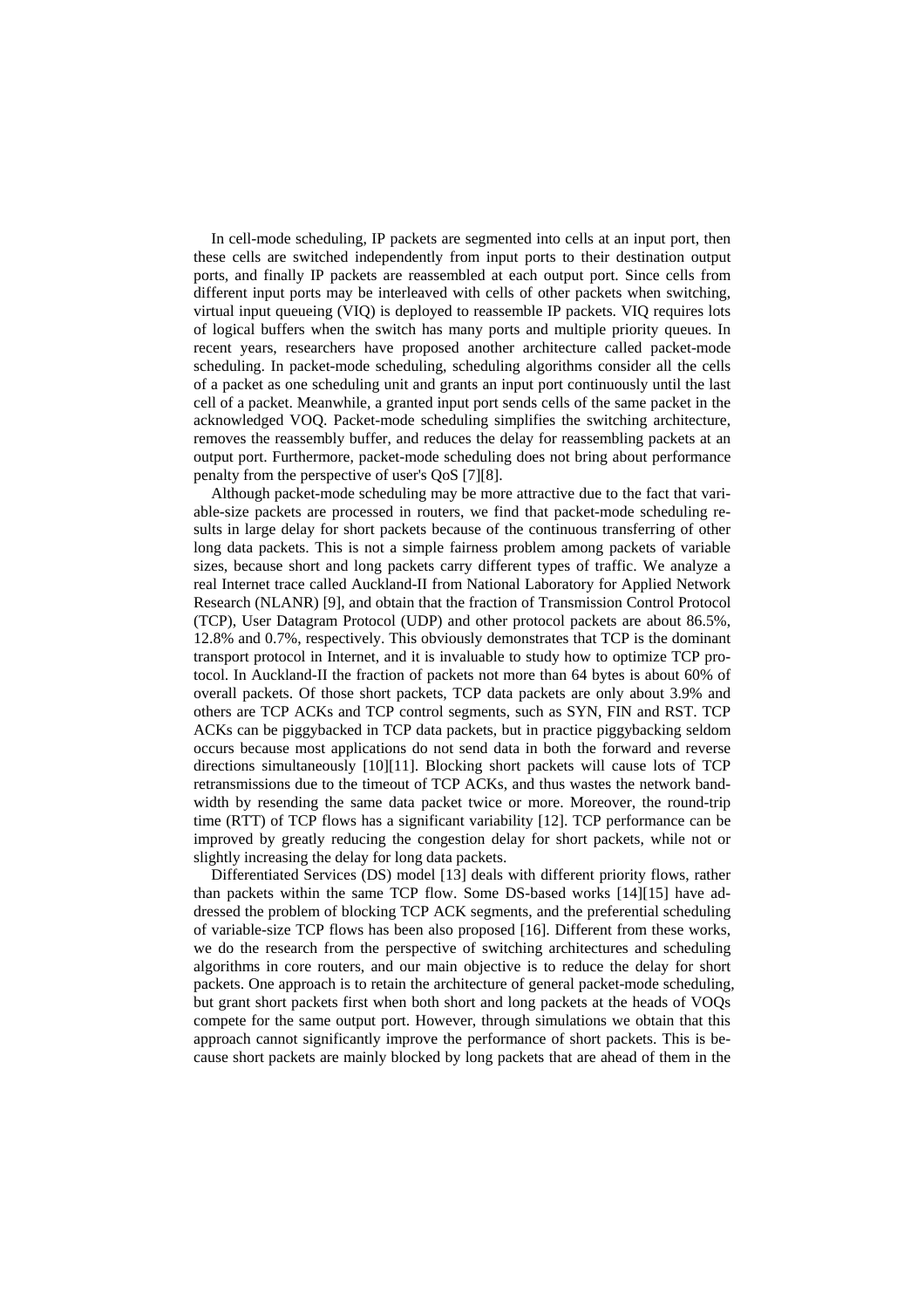In cell-mode scheduling, IP packets are segmented into cells at an input port, then these cells are switched independently from input ports to their destination output ports, and finally IP packets are reassembled at each output port. Since cells from different input ports may be interleaved with cells of other packets when switching, virtual input queueing (VIQ) is deployed to reassemble IP packets. VIQ requires lots of logical buffers when the switch has many ports and multiple priority queues. In recent years, researchers have proposed another architecture called packet-mode scheduling. In packet-mode scheduling, scheduling algorithms consider all the cells of a packet as one scheduling unit and grants an input port continuously until the last cell of a packet. Meanwhile, a granted input port sends cells of the same packet in the acknowledged VOQ. Packet-mode scheduling simplifies the switching architecture, removes the reassembly buffer, and reduces the delay for reassembling packets at an output port. Furthermore, packet-mode scheduling does not bring about performance penalty from the perspective of user's QoS [7][8].

Although packet-mode scheduling may be more attractive due to the fact that variable-size packets are processed in routers, we find that packet-mode scheduling results in large delay for short packets because of the continuous transferring of other long data packets. This is not a simple fairness problem among packets of variable sizes, because short and long packets carry different types of traffic. We analyze a real Internet trace called Auckland-II from National Laboratory for Applied Network Research (NLANR) [9], and obtain that the fraction of Transmission Control Protocol (TCP), User Datagram Protocol (UDP) and other protocol packets are about 86.5%, 12.8% and 0.7%, respectively. This obviously demonstrates that TCP is the dominant transport protocol in Internet, and it is invaluable to study how to optimize TCP protocol. In Auckland-II the fraction of packets not more than 64 bytes is about 60% of overall packets. Of those short packets, TCP data packets are only about 3.9% and others are TCP ACKs and TCP control segments, such as SYN, FIN and RST. TCP ACKs can be piggybacked in TCP data packets, but in practice piggybacking seldom occurs because most applications do not send data in both the forward and reverse directions simultaneously [10][11]. Blocking short packets will cause lots of TCP retransmissions due to the timeout of TCP ACKs, and thus wastes the network bandwidth by resending the same data packet twice or more. Moreover, the round-trip time (RTT) of TCP flows has a significant variability [12]. TCP performance can be improved by greatly reducing the congestion delay for short packets, while not or slightly increasing the delay for long data packets.

Differentiated Services (DS) model [13] deals with different priority flows, rather than packets within the same TCP flow. Some DS-based works [14][15] have addressed the problem of blocking TCP ACK segments, and the preferential scheduling of variable-size TCP flows has been also proposed [16]. Different from these works, we do the research from the perspective of switching architectures and scheduling algorithms in core routers, and our main objective is to reduce the delay for short packets. One approach is to retain the architecture of general packet-mode scheduling, but grant short packets first when both short and long packets at the heads of VOQs compete for the same output port. However, through simulations we obtain that this approach cannot significantly improve the performance of short packets. This is because short packets are mainly blocked by long packets that are ahead of them in the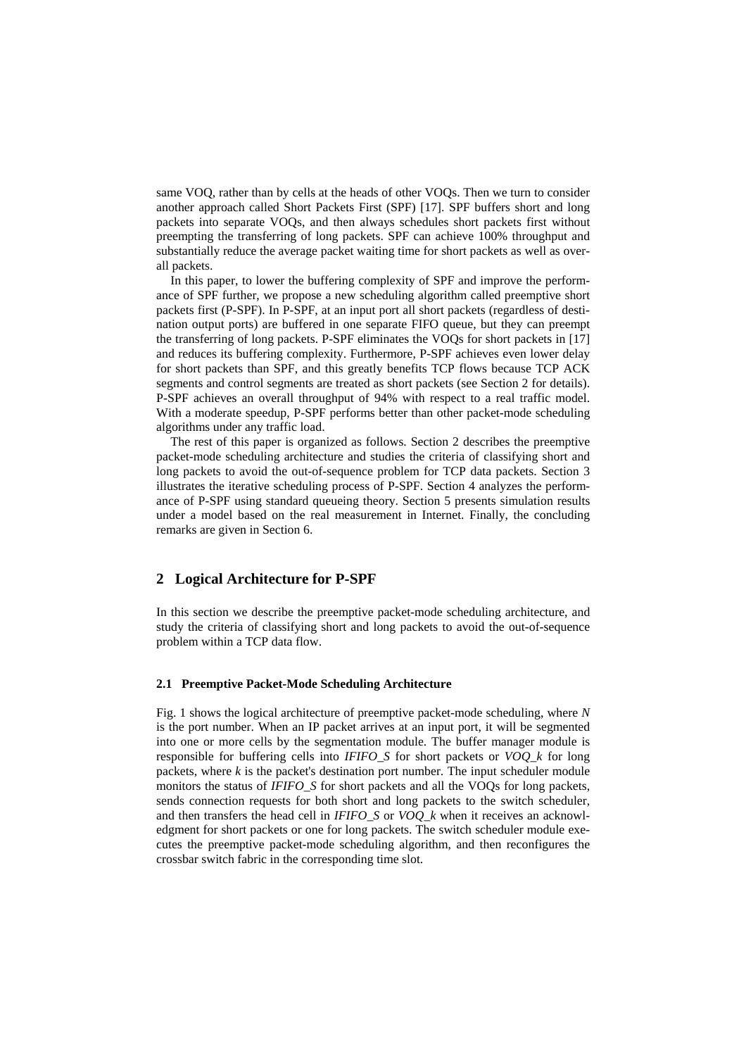same VOQ, rather than by cells at the heads of other VOQs. Then we turn to consider another approach called Short Packets First (SPF) [17]. SPF buffers short and long packets into separate VOQs, and then always schedules short packets first without preempting the transferring of long packets. SPF can achieve 100% throughput and substantially reduce the average packet waiting time for short packets as well as overall packets.

In this paper, to lower the buffering complexity of SPF and improve the performance of SPF further, we propose a new scheduling algorithm called preemptive short packets first (P-SPF). In P-SPF, at an input port all short packets (regardless of destination output ports) are buffered in one separate FIFO queue, but they can preempt the transferring of long packets. P-SPF eliminates the VOQs for short packets in [17] and reduces its buffering complexity. Furthermore, P-SPF achieves even lower delay for short packets than SPF, and this greatly benefits TCP flows because TCP ACK segments and control segments are treated as short packets (see Section 2 for details). P-SPF achieves an overall throughput of 94% with respect to a real traffic model. With a moderate speedup, P-SPF performs better than other packet-mode scheduling algorithms under any traffic load.

The rest of this paper is organized as follows. Section 2 describes the preemptive packet-mode scheduling architecture and studies the criteria of classifying short and long packets to avoid the out-of-sequence problem for TCP data packets. Section 3 illustrates the iterative scheduling process of P-SPF. Section 4 analyzes the performance of P-SPF using standard queueing theory. Section 5 presents simulation results under a model based on the real measurement in Internet. Finally, the concluding remarks are given in Section 6.

## 2 Logical Architecture for P-SPF

In this section we describe the preemptive packet-mode scheduling architecture, and study the criteria of classifying short and long packets to avoid the out-of-sequence problem within a TCP data flow.

### 2.1 Preemptive Packet-Mode Scheduling Architecture

Fig. 1 shows the logical architecture of preemptive packet-mode scheduling, where $N$ is the port number. When an IP packet arrives at an input port, it will be segmented into one or more cells by the segmentation module. The buffer manager module is responsible for buffering cells into *IFIFO_S* for short packets or *VOQ_k* for long packets, where $k$ is the packet's destination port number. The input scheduler module monitors the status of *IFIFO_S* for short packets and all the VOQs for long packets, sends connection requests for both short and long packets to the switch scheduler, and then transfers the head cell in *IFIFO_S* or *VOQ_k* when it receives an acknowledgment for short packets or one for long packets. The switch scheduler module executes the preemptive packet-mode scheduling algorithm, and then reconfigures the crossbar switch fabric in the corresponding time slot.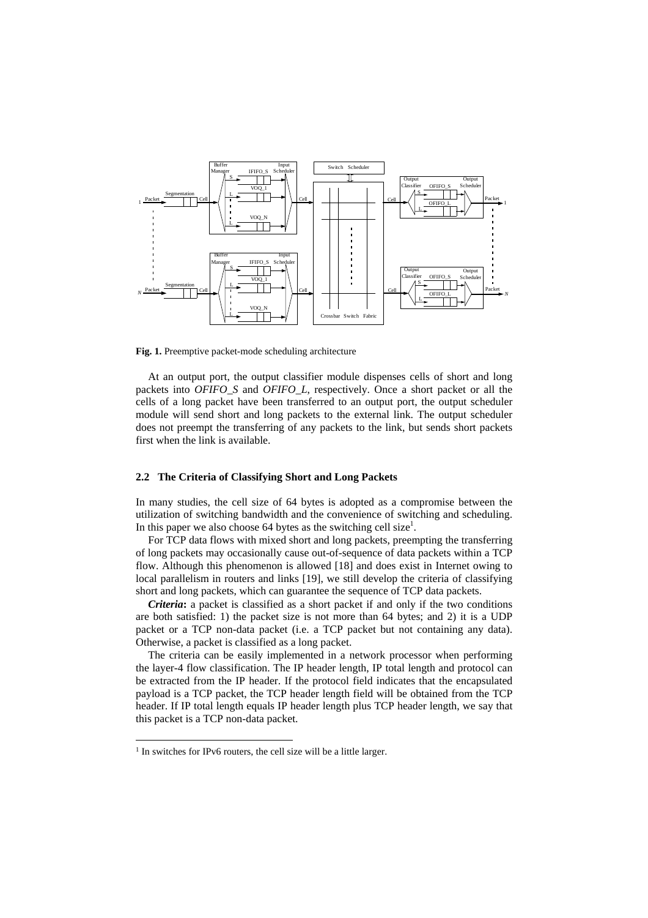**Fig. 1.** Preemptive packet-mode scheduling architecture

At an output port, the output classifier module dispenses cells of short and long packets into *OFIFO_S* and *OFIFO_L*, respectively. Once a short packet or all the cells of a long packet have been transferred to an output port, the output scheduler module will send short and long packets to the external link. The output scheduler does not preempt the transferring of any packets to the link, but sends short packets first when the link is available.

### 2.2 The Criteria of Classifying Short and Long Packets

In many studies, the cell size of 64 bytes is adopted as a compromise between the utilization of switching bandwidth and the convenience of switching and scheduling. In this paper we also choose 64 bytes as the switching cell size[1].

For TCP data flows with mixed short and long packets, preempting the transferring of long packets may occasionally cause out-of-sequence of data packets within a TCP flow. Although this phenomenon is allowed [18] and does exist in Internet owing to local parallelism in routers and links [19], we still develop the criteria of classifying short and long packets, which can guarantee the sequence of TCP data packets.

***Criteria*:** a packet is classified as a short packet if and only if the two conditions are both satisfied: 1) the packet size is not more than 64 bytes; and 2) it is a UDP packet or a TCP non-data packet (i.e. a TCP packet but not containing any data). Otherwise, a packet is classified as a long packet.

The criteria can be easily implemented in a network processor when performing the layer-4 flow classification. The IP header length, IP total length and protocol can be extracted from the IP header. If the protocol field indicates that the encapsulated payload is a TCP packet, the TCP header length field will be obtained from the TCP header. If IP total length equals IP header length plus TCP header length, we say that this packet is a TCP non-data packet.

[1] In switches for IPv6 routers, the cell size will be a little larger.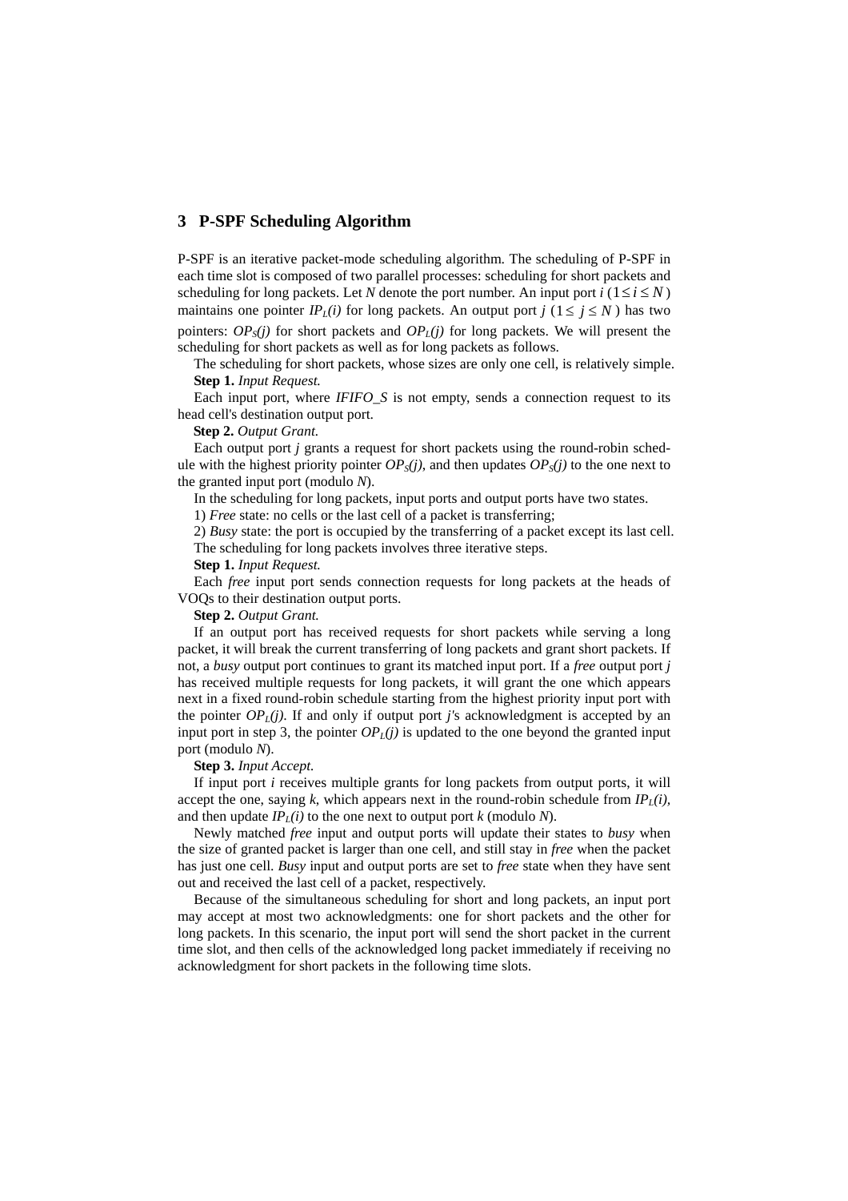## 3 P-SPF Scheduling Algorithm

P-SPF is an iterative packet-mode scheduling algorithm. The scheduling of P-SPF in each time slot is composed of two parallel processes: scheduling for short packets and scheduling for long packets. Let *N* denote the port number. An input port *i* ($1 \le i \le N$) maintains one pointer $IP_L(i)$ for long packets. An output port *j* ($1 \le j \le N$) has two pointers: $OP_S(j)$ for short packets and $OP_L(j)$ for long packets. We will present the scheduling for short packets as well as for long packets as follows.

The scheduling for short packets, whose sizes are only one cell, is relatively simple.

**Step 1.** *Input Request.*

Each input port, where *IFIFO_S* is not empty, sends a connection request to its head cell's destination output port.

**Step 2.** *Output Grant.*

Each output port *j* grants a request for short packets using the round-robin schedule with the highest priority pointer $OP_S(j)$, and then updates $OP_S(j)$ to the one next to the granted input port (modulo *N*).

In the scheduling for long packets, input ports and output ports have two states.

1) *Free* state: no cells or the last cell of a packet is transferring;

2) *Busy* state: the port is occupied by the transferring of a packet except its last cell.

The scheduling for long packets involves three iterative steps.

**Step 1.** *Input Request.*

Each *free* input port sends connection requests for long packets at the heads of VOQs to their destination output ports.

**Step 2.** *Output Grant.*

If an output port has received requests for short packets while serving a long packet, it will break the current transferring of long packets and grant short packets. If not, a *busy* output port continues to grant its matched input port. If a *free* output port *j* has received multiple requests for long packets, it will grant the one which appears next in a fixed round-robin schedule starting from the highest priority input port with the pointer $OP_L(j)$. If and only if output port *j*'s acknowledgment is accepted by an input port in step 3, the pointer $OP_L(j)$ is updated to the one beyond the granted input port (modulo *N*).

**Step 3.** *Input Accept.*

If input port *i* receives multiple grants for long packets from output ports, it will accept the one, saying *k*, which appears next in the round-robin schedule from $IP_L(i)$, and then update $IP_L(i)$ to the one next to output port *k* (modulo *N*).

Newly matched *free* input and output ports will update their states to *busy* when the size of granted packet is larger than one cell, and still stay in *free* when the packet has just one cell. *Busy* input and output ports are set to *free* state when they have sent out and received the last cell of a packet, respectively.

Because of the simultaneous scheduling for short and long packets, an input port may accept at most two acknowledgments: one for short packets and the other for long packets. In this scenario, the input port will send the short packet in the current time slot, and then cells of the acknowledged long packet immediately if receiving no acknowledgment for short packets in the following time slots.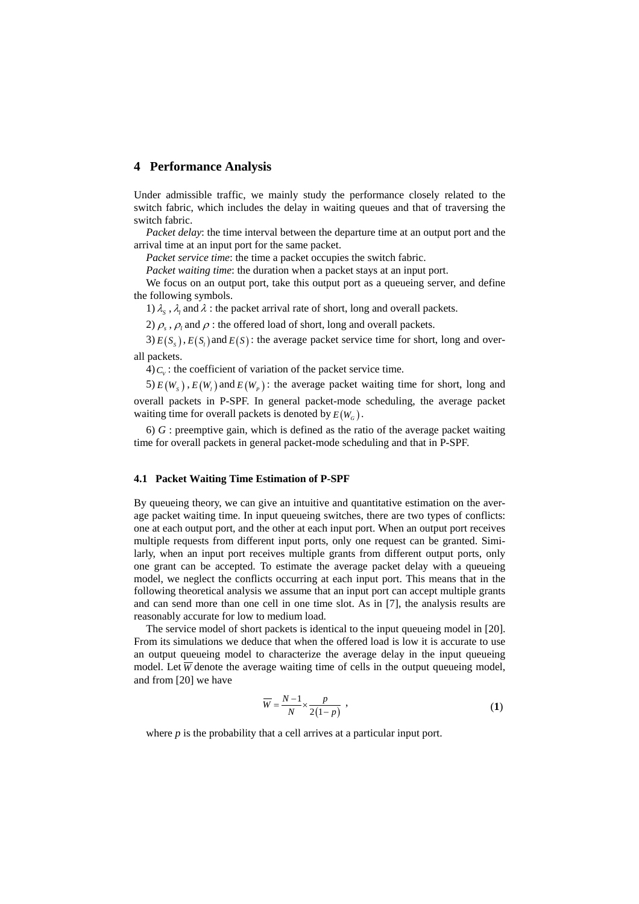## 4 Performance Analysis

Under admissible traffic, we mainly study the performance closely related to the switch fabric, which includes the delay in waiting queues and that of traversing the switch fabric.

*Packet delay*: the time interval between the departure time at an output port and the arrival time at an input port for the same packet.

*Packet service time*: the time a packet occupies the switch fabric.

*Packet waiting time*: the duration when a packet stays at an input port.

We focus on an output port, take this output port as a queueing server, and define the following symbols.

1) $\lambda_s$ , $\lambda_l$ and $\lambda$ : the packet arrival rate of short, long and overall packets.

2) $\rho_s$ , $\rho_l$ and $\rho$ : the offered load of short, long and overall packets.

3) $E(S_s)$ , $E(S_l)$ and $E(S)$ : the average packet service time for short, long and overall packets.

4) $C_V$ : the coefficient of variation of the packet service time.

5) $E(W_s)$ , $E(W_l)$ and $E(W_P)$ : the average packet waiting time for short, long and overall packets in P-SPF. In general packet-mode scheduling, the average packet waiting time for overall packets is denoted by $E(W_G)$ .

6) $G$ : preemptive gain, which is defined as the ratio of the average packet waiting time for overall packets in general packet-mode scheduling and that in P-SPF.

### 4.1 Packet Waiting Time Estimation of P-SPF

By queueing theory, we can give an intuitive and quantitative estimation on the average packet waiting time. In input queueing switches, there are two types of conflicts: one at each output port, and the other at each input port. When an output port receives multiple requests from different input ports, only one request can be granted. Similarly, when an input port receives multiple grants from different output ports, only one grant can be accepted. To estimate the average packet delay with a queueing model, we neglect the conflicts occurring at each input port. This means that in the following theoretical analysis we assume that an input port can accept multiple grants and can send more than one cell in one time slot. As in [7], the analysis results are reasonably accurate for low to medium load.

The service model of short packets is identical to the input queueing model in [20]. From its simulations we deduce that when the offered load is low it is accurate to use an output queueing model to characterize the average delay in the input queueing model. Let $\overline{W}$ denote the average waiting time of cells in the output queueing model, and from [20] we have

$$\overline{W} = \frac{N-1}{N} \times \frac{p}{2(1-p)} , \tag{1}$$

where $p$ is the probability that a cell arrives at a particular input port.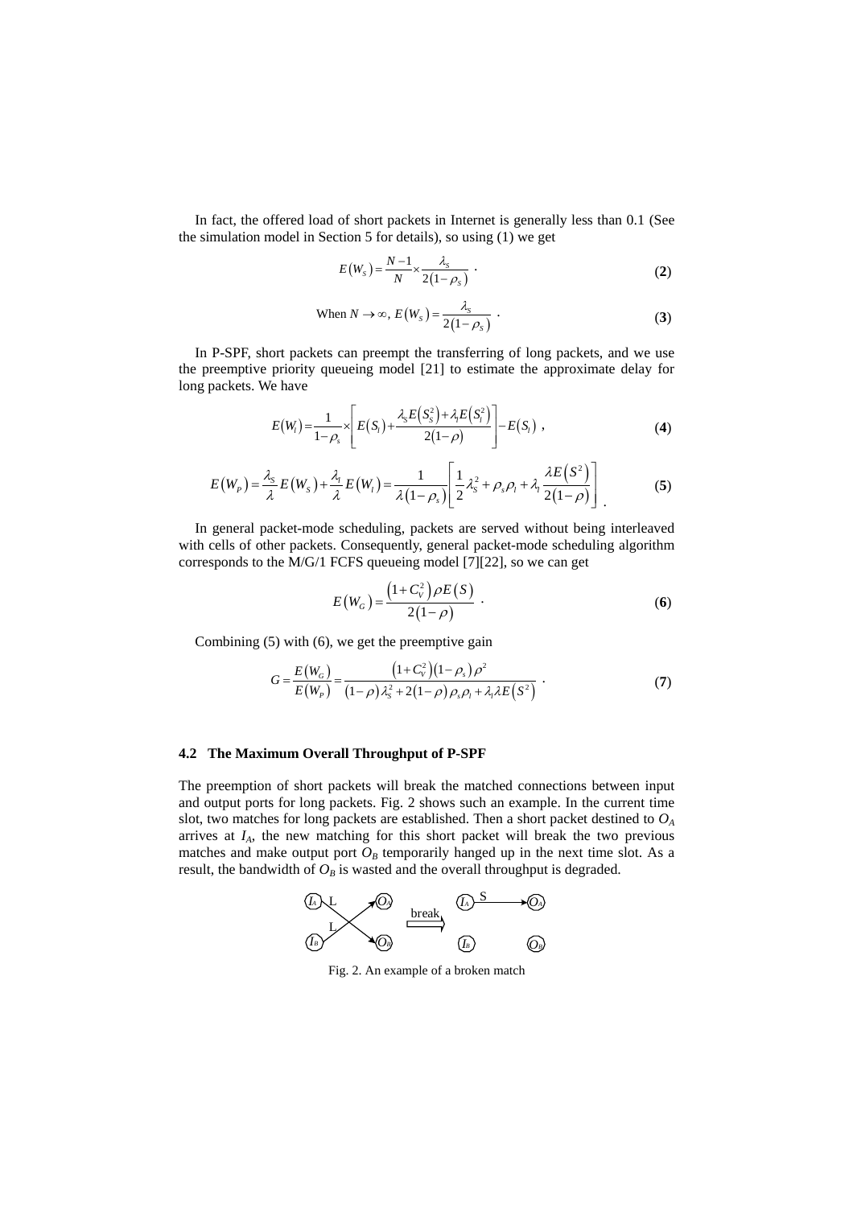In fact, the offered load of short packets in Internet is generally less than 0.1 (See the simulation model in Section 5 for details), so using (1) we get

$$E\left(W_S\right)=\frac{N-1}{N}\times\frac{\lambda_S}{2\left(1-\rho_S\right)} \ . \tag{2}$$

$$\text{When } N\to\infty,\ E\left(W_S\right)=\frac{\lambda_S}{2\left(1-\rho_S\right)} \ . \tag{3}$$

In P-SPF, short packets can preempt the transferring of long packets, and we use the preemptive priority queueing model [21] to estimate the approximate delay for long packets. We have

$$E\left(W_l\right)=\frac{1}{1-\rho_s}\times\left[E\left(S_l\right)+\frac{\lambda_S E\left(S_S^2\right)+\lambda_l E\left(S_l^2\right)}{2\left(1-\rho\right)}\right]-E\left(S_l\right) \ , \tag{4}$$

$$E\left(W_P\right)=\frac{\lambda_S}{\lambda}E\left(W_S\right)+\frac{\lambda_l}{\lambda}E\left(W_l\right)=\frac{1}{\lambda\left(1-\rho_s\right)}\left[\frac{1}{2}\lambda_S^2+\rho_s\rho_l+\lambda_l\frac{\lambda E\left(S^2\right)}{2\left(1-\rho\right)}\right] . \tag{5}$$

In general packet-mode scheduling, packets are served without being interleaved with cells of other packets. Consequently, general packet-mode scheduling algorithm corresponds to the M/G/1 FCFS queueing model [7][22], so we can get

$$E\left(W_G\right)=\frac{\left(1+C_V^2\right)\rho E\left(S\right)}{2\left(1-\rho\right)} \ . \tag{6}$$

Combining (5) with (6), we get the preemptive gain

$$G=\frac{E\left(W_G\right)}{E\left(W_P\right)}=\frac{\left(1+C_V^2\right)\left(1-\rho_s\right)\rho^2}{\left(1-\rho\right)\lambda_S^2+2\left(1-\rho\right)\rho_s\rho_l+\lambda_l\lambda E\left(S^2\right)} \ . \tag{7}$$

## 4.2 The Maximum Overall Throughput of P-SPF

The preemption of short packets will break the matched connections between input and output ports for long packets. Fig. 2 shows such an example. In the current time slot, two matches for long packets are established. Then a short packet destined to $O_A$ arrives at $I_A$, the new matching for this short packet will break the two previous matches and make output port $O_B$ temporarily hanged up in the next time slot. As a result, the bandwidth of $O_B$ is wasted and the overall throughput is degraded.

Fig. 2. An example of a broken match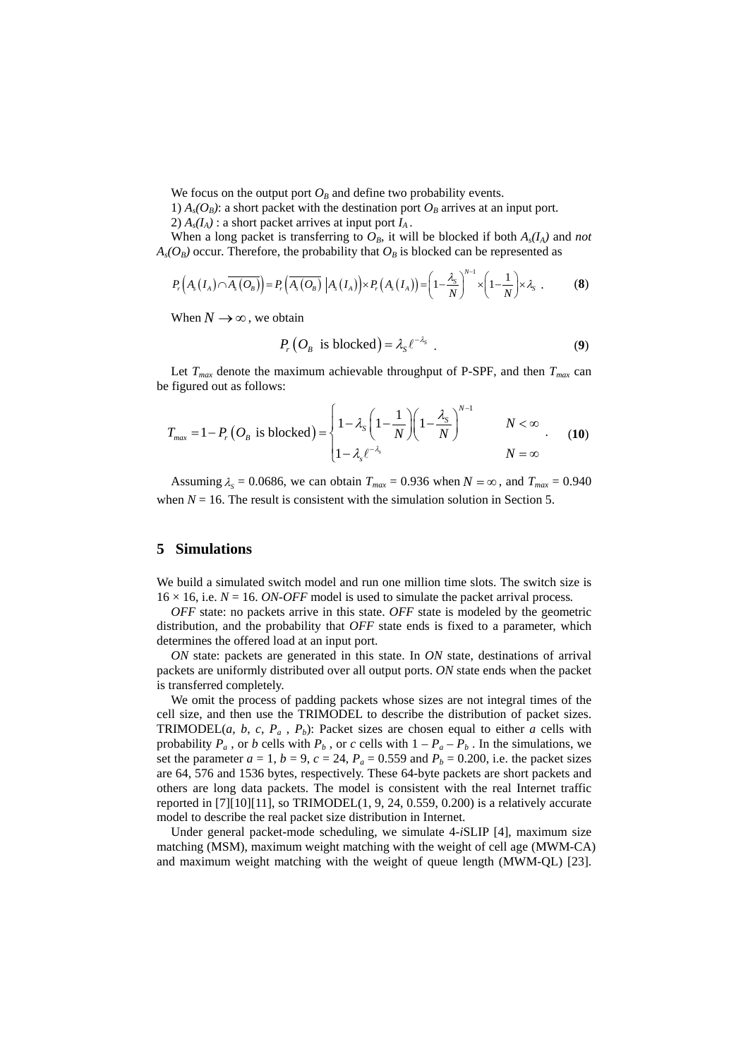We focus on the output port $O_B$ and define two probability events.

1) $A_s(O_B)$: a short packet with the destination port $O_B$ arrives at an input port.

2) $A_s(I_A)$ : a short packet arrives at input port $I_A$ .

When a long packet is transferring to $O_B$, it will be blocked if both $A_s(I_A)$ and *not* $A_s(O_B)$ occur. Therefore, the probability that $O_B$ is blocked can be represented as

$$P_r\left(A_s\left(I_A\right)\cap\overline{A_s\left(O_B\right)}\right)=P_r\left(\overline{A_s\left(O_B\right)}\;\middle|A_s\left(I_A\right)\right)\times P_r\left(A_s\left(I_A\right)\right)=\left(1-\frac{\lambda_S}{N}\right)^{N-1}\times\left(1-\frac{1}{N}\right)\times\lambda_S\ . \qquad \textbf{(8)}$$

When $N\rightarrow\infty$, we obtain

$$P_r\left(O_B\ \text{ is blocked}\right)=\lambda_S\ell^{-\lambda_S}\ . \qquad \textbf{(9)}$$

Let $T_{max}$ denote the maximum achievable throughput of P-SPF, and then $T_{max}$ can be figured out as follows:

$$T_{max}=1-P_r\left(O_B\ \text{ is blocked}\right)=\begin{cases}1-\lambda_S\left(1-\dfrac{1}{N}\right)\left(1-\dfrac{\lambda_S}{N}\right)^{N-1} & N<\infty\\ 1-\lambda_s\ell^{-\lambda_s} & N=\infty\end{cases}\ . \qquad \textbf{(10)}$$

Assuming $\lambda_S$ = 0.0686, we can obtain $T_{max}$ = 0.936 when $N=\infty$, and $T_{max}$ = 0.940 when $N$ = 16. The result is consistent with the simulation solution in Section 5.

## 5 Simulations

We build a simulated switch model and run one million time slots. The switch size is 16 × 16, i.e. $N$ = 16. *ON-OFF* model is used to simulate the packet arrival process.

*OFF* state: no packets arrive in this state. *OFF* state is modeled by the geometric distribution, and the probability that *OFF* state ends is fixed to a parameter, which determines the offered load at an input port.

*ON* state: packets are generated in this state. In *ON* state, destinations of arrival packets are uniformly distributed over all output ports. *ON* state ends when the packet is transferred completely.

We omit the process of padding packets whose sizes are not integral times of the cell size, and then use the TRIMODEL to describe the distribution of packet sizes. TRIMODEL($a$, $b$, $c$, $P_a$ , $P_b$): Packet sizes are chosen equal to either $a$ cells with probability $P_a$ , or $b$ cells with $P_b$ , or $c$ cells with $1 - P_a - P_b$ . In the simulations, we set the parameter $a$ = 1, $b$ = 9, $c$ = 24, $P_a$ = 0.559 and $P_b$ = 0.200, i.e. the packet sizes are 64, 576 and 1536 bytes, respectively. These 64-byte packets are short packets and others are long data packets. The model is consistent with the real Internet traffic reported in [7][10][11], so TRIMODEL(1, 9, 24, 0.559, 0.200) is a relatively accurate model to describe the real packet size distribution in Internet.

Under general packet-mode scheduling, we simulate 4-*i*SLIP [4], maximum size matching (MSM), maximum weight matching with the weight of cell age (MWM-CA) and maximum weight matching with the weight of queue length (MWM-QL) [23].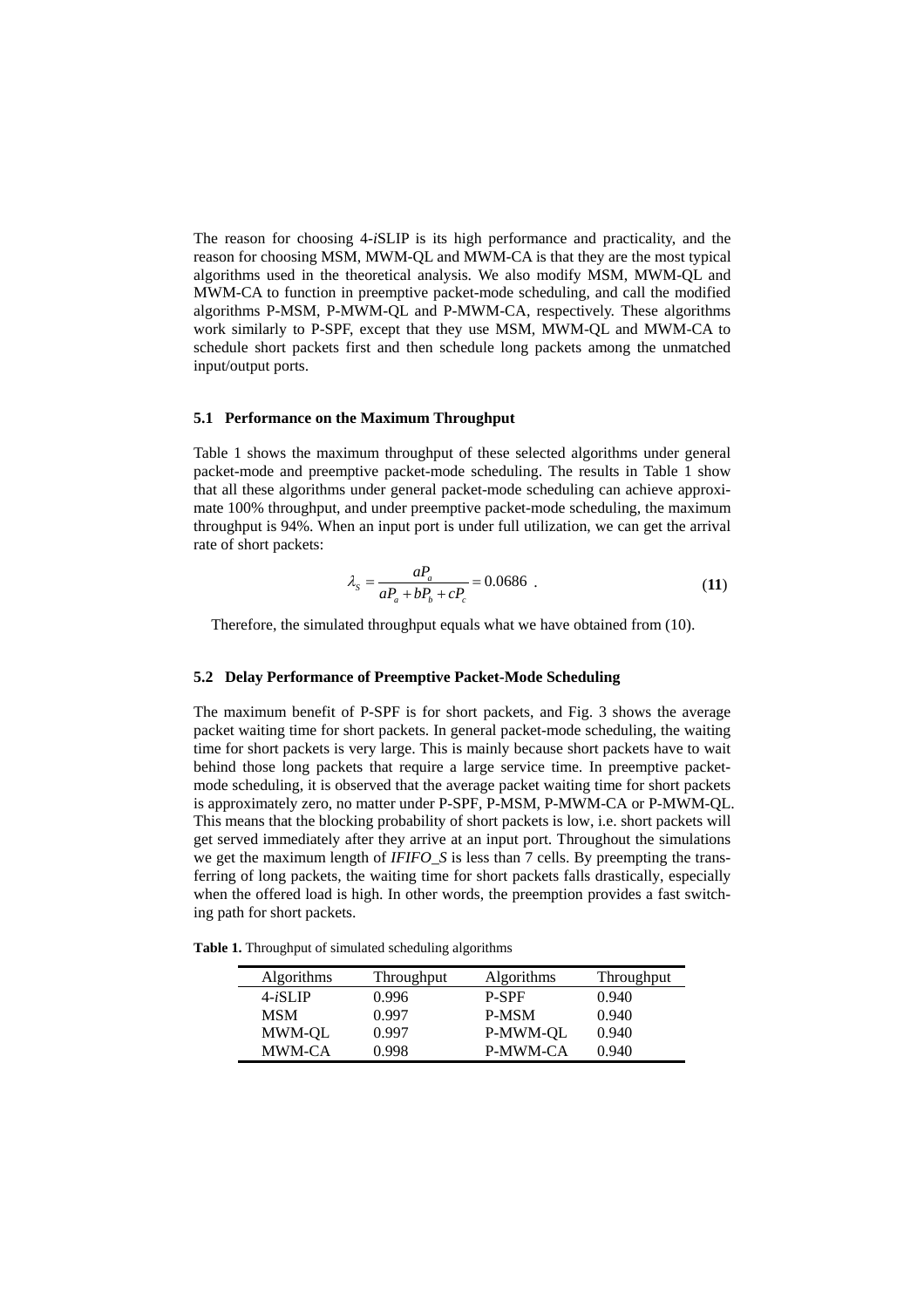The reason for choosing 4-*i*SLIP is its high performance and practicality, and the reason for choosing MSM, MWM-QL and MWM-CA is that they are the most typical algorithms used in the theoretical analysis. We also modify MSM, MWM-QL and MWM-CA to function in preemptive packet-mode scheduling, and call the modified algorithms P-MSM, P-MWM-QL and P-MWM-CA, respectively. These algorithms work similarly to P-SPF, except that they use MSM, MWM-QL and MWM-CA to schedule short packets first and then schedule long packets among the unmatched input/output ports.

### 5.1 Performance on the Maximum Throughput

Table 1 shows the maximum throughput of these selected algorithms under general packet-mode and preemptive packet-mode scheduling. The results in Table 1 show that all these algorithms under general packet-mode scheduling can achieve approximate 100% throughput, and under preemptive packet-mode scheduling, the maximum throughput is 94%. When an input port is under full utilization, we can get the arrival rate of short packets:

$$\lambda_S = \frac{aP_a}{aP_a + bP_b + cP_c} = 0.0686 \ . \tag{11}$$

Therefore, the simulated throughput equals what we have obtained from (10).

### 5.2 Delay Performance of Preemptive Packet-Mode Scheduling

The maximum benefit of P-SPF is for short packets, and Fig. 3 shows the average packet waiting time for short packets. In general packet-mode scheduling, the waiting time for short packets is very large. This is mainly because short packets have to wait behind those long packets that require a large service time. In preemptive packet-mode scheduling, it is observed that the average packet waiting time for short packets is approximately zero, no matter under P-SPF, P-MSM, P-MWM-CA or P-MWM-QL. This means that the blocking probability of short packets is low, i.e. short packets will get served immediately after they arrive at an input port. Throughout the simulations we get the maximum length of *IFIFO_S* is less than 7 cells. By preempting the transferring of long packets, the waiting time for short packets falls drastically, especially when the offered load is high. In other words, the preemption provides a fast switching path for short packets.

**Table 1.** Throughput of simulated scheduling algorithms

| Algorithms | Throughput | Algorithms | Throughput |
|---|---|---|---|
| 4-*i*SLIP | 0.996 | P-SPF | 0.940 |
| MSM | 0.997 | P-MSM | 0.940 |
| MWM-QL | 0.997 | P-MWM-QL | 0.940 |
| MWM-CA | 0.998 | P-MWM-CA | 0.940 |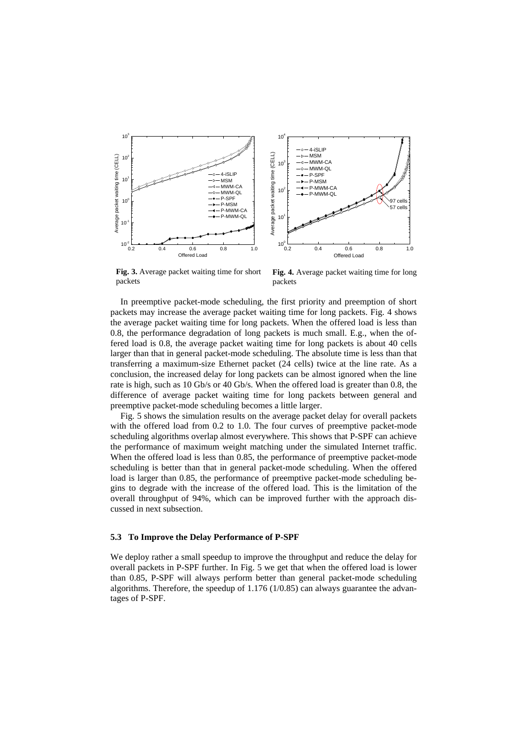**Fig. 3.** Average packet waiting time for short packets

**Fig. 4.** Average packet waiting time for long packets

In preemptive packet-mode scheduling, the first priority and preemption of short packets may increase the average packet waiting time for long packets. Fig. 4 shows the average packet waiting time for long packets. When the offered load is less than 0.8, the performance degradation of long packets is much small. E.g., when the offered load is 0.8, the average packet waiting time for long packets is about 40 cells larger than that in general packet-mode scheduling. The absolute time is less than that transferring a maximum-size Ethernet packet (24 cells) twice at the line rate. As a conclusion, the increased delay for long packets can be almost ignored when the line rate is high, such as 10 Gb/s or 40 Gb/s. When the offered load is greater than 0.8, the difference of average packet waiting time for long packets between general and preemptive packet-mode scheduling becomes a little larger.

Fig. 5 shows the simulation results on the average packet delay for overall packets with the offered load from 0.2 to 1.0. The four curves of preemptive packet-mode scheduling algorithms overlap almost everywhere. This shows that P-SPF can achieve the performance of maximum weight matching under the simulated Internet traffic. When the offered load is less than 0.85, the performance of preemptive packet-mode scheduling is better than that in general packet-mode scheduling. When the offered load is larger than 0.85, the performance of preemptive packet-mode scheduling begins to degrade with the increase of the offered load. This is the limitation of the overall throughput of 94%, which can be improved further with the approach discussed in next subsection.

### 5.3 To Improve the Delay Performance of P-SPF

We deploy rather a small speedup to improve the throughput and reduce the delay for overall packets in P-SPF further. In Fig. 5 we get that when the offered load is lower than 0.85, P-SPF will always perform better than general packet-mode scheduling algorithms. Therefore, the speedup of 1.176 (1/0.85) can always guarantee the advantages of P-SPF.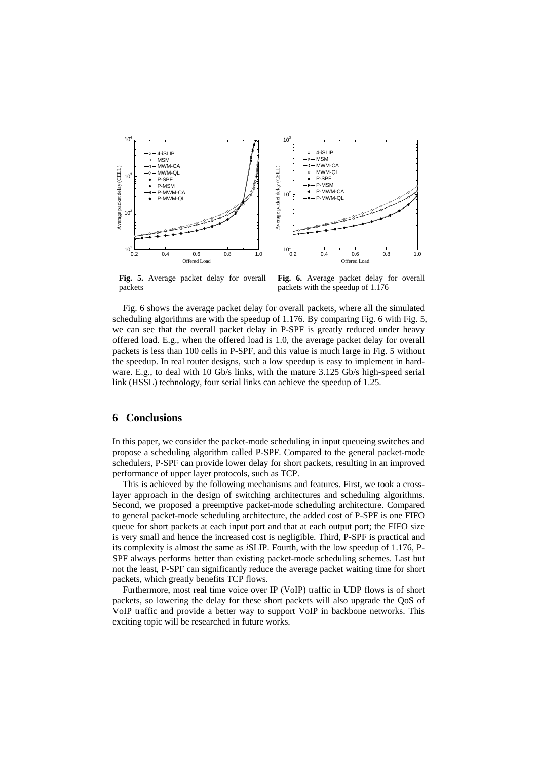**Fig. 5.** Average packet delay for overall packets

**Fig. 6.** Average packet delay for overall packets with the speedup of 1.176

Fig. 6 shows the average packet delay for overall packets, where all the simulated scheduling algorithms are with the speedup of 1.176. By comparing Fig. 6 with Fig. 5, we can see that the overall packet delay in P-SPF is greatly reduced under heavy offered load. E.g., when the offered load is 1.0, the average packet delay for overall packets is less than 100 cells in P-SPF, and this value is much large in Fig. 5 without the speedup. In real router designs, such a low speedup is easy to implement in hardware. E.g., to deal with 10 Gb/s links, with the mature 3.125 Gb/s high-speed serial link (HSSL) technology, four serial links can achieve the speedup of 1.25.

## 6 Conclusions

In this paper, we consider the packet-mode scheduling in input queueing switches and propose a scheduling algorithm called P-SPF. Compared to the general packet-mode schedulers, P-SPF can provide lower delay for short packets, resulting in an improved performance of upper layer protocols, such as TCP.

This is achieved by the following mechanisms and features. First, we took a cross-layer approach in the design of switching architectures and scheduling algorithms. Second, we proposed a preemptive packet-mode scheduling architecture. Compared to general packet-mode scheduling architecture, the added cost of P-SPF is one FIFO queue for short packets at each input port and that at each output port; the FIFO size is very small and hence the increased cost is negligible. Third, P-SPF is practical and its complexity is almost the same as *i*SLIP. Fourth, with the low speedup of 1.176, P-SPF always performs better than existing packet-mode scheduling schemes. Last but not the least, P-SPF can significantly reduce the average packet waiting time for short packets, which greatly benefits TCP flows.

Furthermore, most real time voice over IP (VoIP) traffic in UDP flows is of short packets, so lowering the delay for these short packets will also upgrade the QoS of VoIP traffic and provide a better way to support VoIP in backbone networks. This exciting topic will be researched in future works.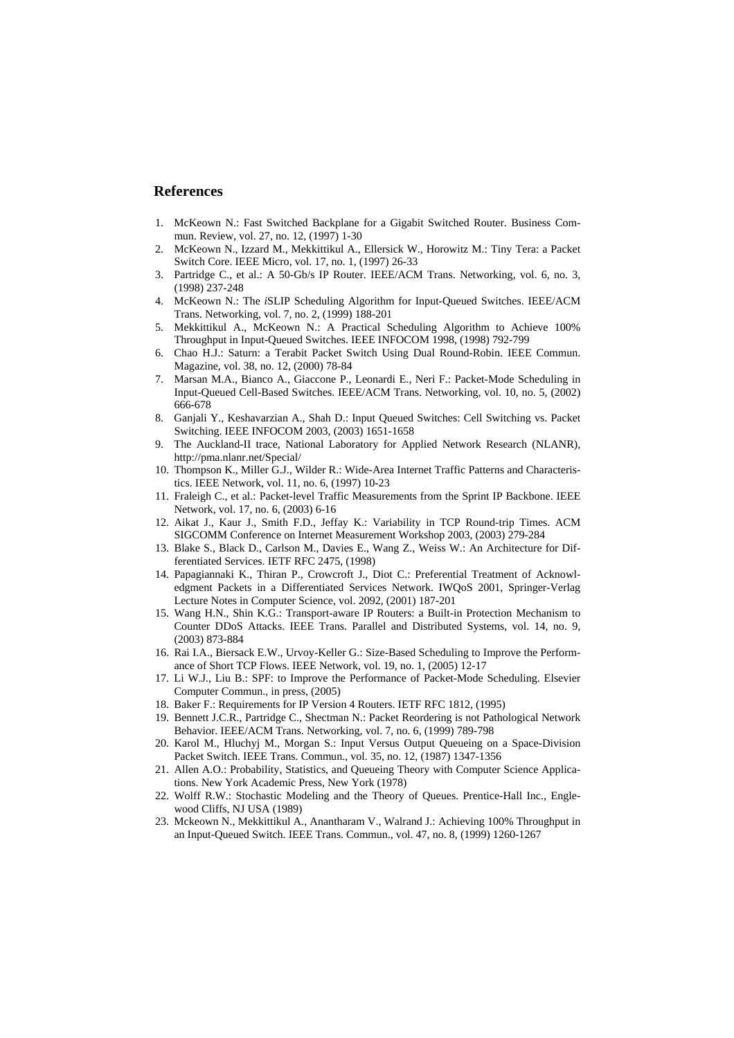## References

1. McKeown N.: Fast Switched Backplane for a Gigabit Switched Router. Business Commun. Review, vol. 27, no. 12, (1997) 1-30
2. McKeown N., Izzard M., Mekkittikul A., Ellersick W., Horowitz M.: Tiny Tera: a Packet Switch Core. IEEE Micro, vol. 17, no. 1, (1997) 26-33
3. Partridge C., et al.: A 50-Gb/s IP Router. IEEE/ACM Trans. Networking, vol. 6, no. 3, (1998) 237-248
4. McKeown N.: The *i*SLIP Scheduling Algorithm for Input-Queued Switches. IEEE/ACM Trans. Networking, vol. 7, no. 2, (1999) 188-201
5. Mekkittikul A., McKeown N.: A Practical Scheduling Algorithm to Achieve 100% Throughput in Input-Queued Switches. IEEE INFOCOM 1998, (1998) 792-799
6. Chao H.J.: Saturn: a Terabit Packet Switch Using Dual Round-Robin. IEEE Commun. Magazine, vol. 38, no. 12, (2000) 78-84
7. Marsan M.A., Bianco A., Giaccone P., Leonardi E., Neri F.: Packet-Mode Scheduling in Input-Queued Cell-Based Switches. IEEE/ACM Trans. Networking, vol. 10, no. 5, (2002) 666-678
8. Ganjali Y., Keshavarzian A., Shah D.: Input Queued Switches: Cell Switching vs. Packet Switching. IEEE INFOCOM 2003, (2003) 1651-1658
9. The Auckland-II trace, National Laboratory for Applied Network Research (NLANR), http://pma.nlanr.net/Special/
10. Thompson K., Miller G.J., Wilder R.: Wide-Area Internet Traffic Patterns and Characteristics. IEEE Network, vol. 11, no. 6, (1997) 10-23
11. Fraleigh C., et al.: Packet-level Traffic Measurements from the Sprint IP Backbone. IEEE Network, vol. 17, no. 6, (2003) 6-16
12. Aikat J., Kaur J., Smith F.D., Jeffay K.: Variability in TCP Round-trip Times. ACM SIGCOMM Conference on Internet Measurement Workshop 2003, (2003) 279-284
13. Blake S., Black D., Carlson M., Davies E., Wang Z., Weiss W.: An Architecture for Differentiated Services. IETF RFC 2475, (1998)
14. Papagiannaki K., Thiran P., Crowcroft J., Diot C.: Preferential Treatment of Acknowledgment Packets in a Differentiated Services Network. IWQoS 2001, Springer-Verlag Lecture Notes in Computer Science, vol. 2092, (2001) 187-201
15. Wang H.N., Shin K.G.: Transport-aware IP Routers: a Built-in Protection Mechanism to Counter DDoS Attacks. IEEE Trans. Parallel and Distributed Systems, vol. 14, no. 9, (2003) 873-884
16. Rai I.A., Biersack E.W., Urvoy-Keller G.: Size-Based Scheduling to Improve the Performance of Short TCP Flows. IEEE Network, vol. 19, no. 1, (2005) 12-17
17. Li W.J., Liu B.: SPF: to Improve the Performance of Packet-Mode Scheduling. Elsevier Computer Commun., in press, (2005)
18. Baker F.: Requirements for IP Version 4 Routers. IETF RFC 1812, (1995)
19. Bennett J.C.R., Partridge C., Shectman N.: Packet Reordering is not Pathological Network Behavior. IEEE/ACM Trans. Networking, vol. 7, no. 6, (1999) 789-798
20. Karol M., Hluchyj M., Morgan S.: Input Versus Output Queueing on a Space-Division Packet Switch. IEEE Trans. Commun., vol. 35, no. 12, (1987) 1347-1356
21. Allen A.O.: Probability, Statistics, and Queueing Theory with Computer Science Applications. New York Academic Press, New York (1978)
22. Wolff R.W.: Stochastic Modeling and the Theory of Queues. Prentice-Hall Inc., Englewood Cliffs, NJ USA (1989)
23. Mckeown N., Mekkittikul A., Anantharam V., Walrand J.: Achieving 100% Throughput in an Input-Queued Switch. IEEE Trans. Commun., vol. 47, no. 8, (1999) 1260-1267